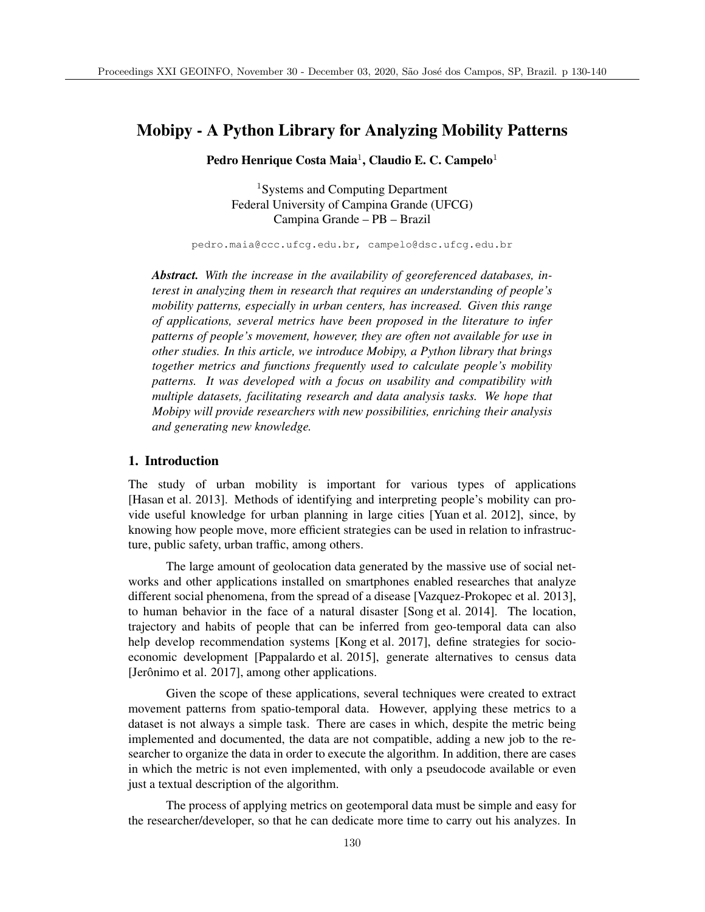# Mobipy - A Python Library for Analyzing Mobility Patterns

**Pedro Henrique Costa Maia**[1], **Claudio E. C. Campelo**[1]

[1]Systems and Computing Department
Federal University of Campina Grande (UFCG)
Campina Grande – PB – Brazil

pedro.maia@ccc.ufcg.edu.br, campelo@dsc.ufcg.edu.br

***Abstract.*** *With the increase in the availability of georeferenced databases, interest in analyzing them in research that requires an understanding of people's mobility patterns, especially in urban centers, has increased. Given this range of applications, several metrics have been proposed in the literature to infer patterns of people's movement, however, they are often not available for use in other studies. In this article, we introduce Mobipy, a Python library that brings together metrics and functions frequently used to calculate people's mobility patterns. It was developed with a focus on usability and compatibility with multiple datasets, facilitating research and data analysis tasks. We hope that Mobipy will provide researchers with new possibilities, enriching their analysis and generating new knowledge.*

## 1. Introduction

The study of urban mobility is important for various types of applications [Hasan et al. 2013]. Methods of identifying and interpreting people's mobility can provide useful knowledge for urban planning in large cities [Yuan et al. 2012], since, by knowing how people move, more efficient strategies can be used in relation to infrastructure, public safety, urban traffic, among others.

The large amount of geolocation data generated by the massive use of social networks and other applications installed on smartphones enabled researches that analyze different social phenomena, from the spread of a disease [Vazquez-Prokopec et al. 2013], to human behavior in the face of a natural disaster [Song et al. 2014]. The location, trajectory and habits of people that can be inferred from geo-temporal data can also help develop recommendation systems [Kong et al. 2017], define strategies for socio-economic development [Pappalardo et al. 2015], generate alternatives to census data [Jerônimo et al. 2017], among other applications.

Given the scope of these applications, several techniques were created to extract movement patterns from spatio-temporal data. However, applying these metrics to a dataset is not always a simple task. There are cases in which, despite the metric being implemented and documented, the data are not compatible, adding a new job to the researcher to organize the data in order to execute the algorithm. In addition, there are cases in which the metric is not even implemented, with only a pseudocode available or even just a textual description of the algorithm.

The process of applying metrics on geotemporal data must be simple and easy for the researcher/developer, so that he can dedicate more time to carry out his analyzes. In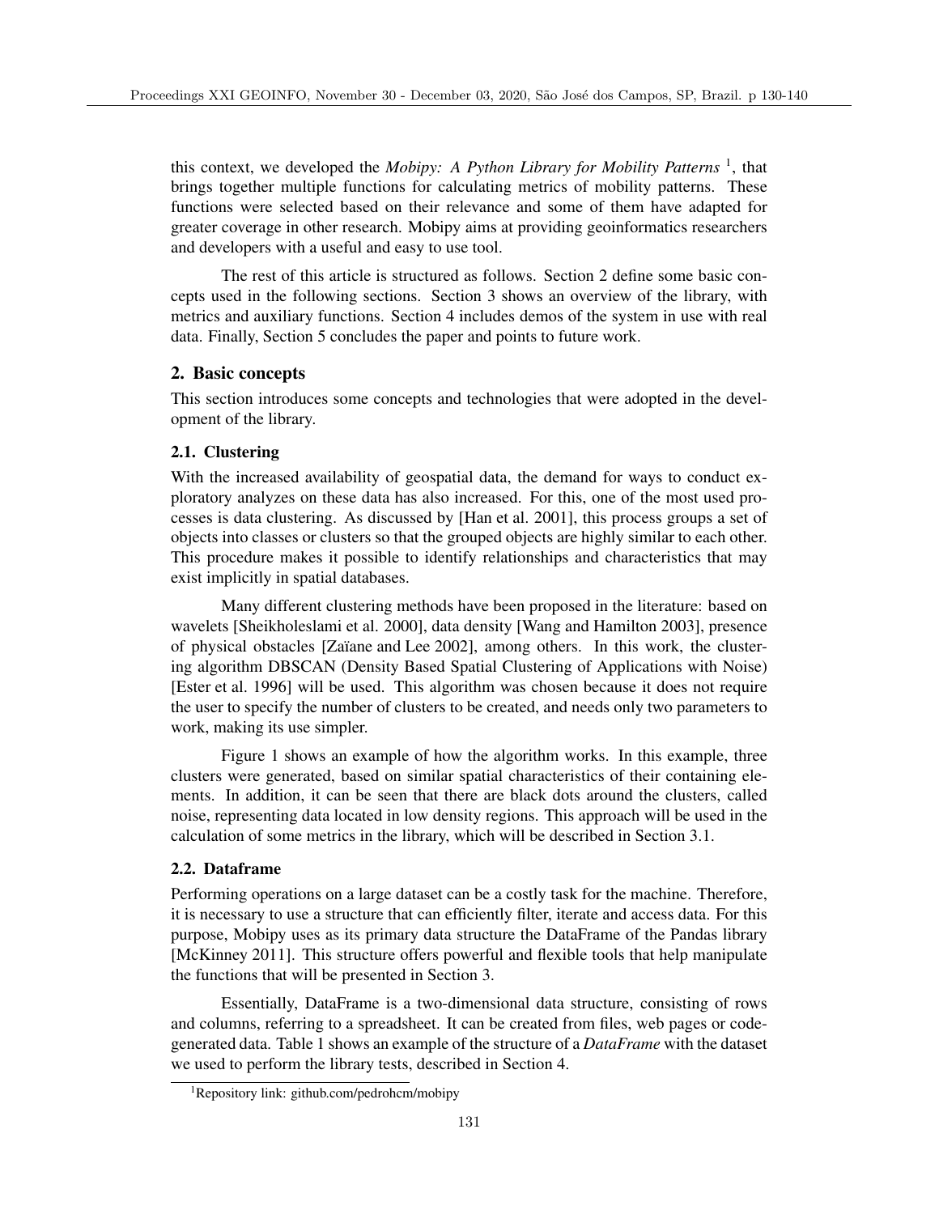this context, we developed the *Mobipy: A Python Library for Mobility Patterns* [1], that brings together multiple functions for calculating metrics of mobility patterns. These functions were selected based on their relevance and some of them have adapted for greater coverage in other research. Mobipy aims at providing geoinformatics researchers and developers with a useful and easy to use tool.

The rest of this article is structured as follows. Section 2 define some basic concepts used in the following sections. Section 3 shows an overview of the library, with metrics and auxiliary functions. Section 4 includes demos of the system in use with real data. Finally, Section 5 concludes the paper and points to future work.

## 2. Basic concepts

This section introduces some concepts and technologies that were adopted in the development of the library.

### 2.1. Clustering

With the increased availability of geospatial data, the demand for ways to conduct exploratory analyzes on these data has also increased. For this, one of the most used processes is data clustering. As discussed by [Han et al. 2001], this process groups a set of objects into classes or clusters so that the grouped objects are highly similar to each other. This procedure makes it possible to identify relationships and characteristics that may exist implicitly in spatial databases.

Many different clustering methods have been proposed in the literature: based on wavelets [Sheikholeslami et al. 2000], data density [Wang and Hamilton 2003], presence of physical obstacles [Zaïane and Lee 2002], among others. In this work, the clustering algorithm DBSCAN (Density Based Spatial Clustering of Applications with Noise) [Ester et al. 1996] will be used. This algorithm was chosen because it does not require the user to specify the number of clusters to be created, and needs only two parameters to work, making its use simpler.

Figure 1 shows an example of how the algorithm works. In this example, three clusters were generated, based on similar spatial characteristics of their containing elements. In addition, it can be seen that there are black dots around the clusters, called noise, representing data located in low density regions. This approach will be used in the calculation of some metrics in the library, which will be described in Section 3.1.

### 2.2. Dataframe

Performing operations on a large dataset can be a costly task for the machine. Therefore, it is necessary to use a structure that can efficiently filter, iterate and access data. For this purpose, Mobipy uses as its primary data structure the DataFrame of the Pandas library [McKinney 2011]. This structure offers powerful and flexible tools that help manipulate the functions that will be presented in Section 3.

Essentially, DataFrame is a two-dimensional data structure, consisting of rows and columns, referring to a spreadsheet. It can be created from files, web pages or code-generated data. Table 1 shows an example of the structure of a *DataFrame* with the dataset we used to perform the library tests, described in Section 4.

[1] Repository link: github.com/pedrohcm/mobipy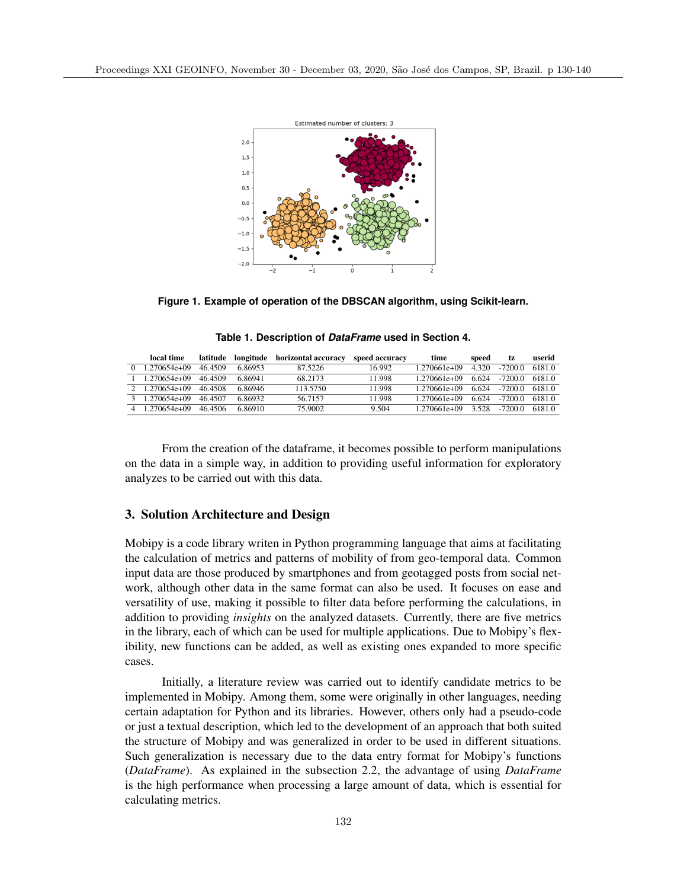**Figure 1. Example of operation of the DBSCAN algorithm, using Scikit-learn.**

**Table 1. Description of *DataFrame* used in Section 4.**

| | local time | latitude | longitude | horizontal accuracy | speed accuracy | time | speed | tz | userid |
|---|---|---|---|---|---|---|---|---|---|
| 0 | 1.270654e+09 | 46.4509 | 6.86953 | 87.5226 | 16.992 | 1.270661e+09 | 4.320 | -7200.0 | 6181.0 |
| 1 | 1.270654e+09 | 46.4509 | 6.86941 | 68.2173 | 11.998 | 1.270661e+09 | 6.624 | -7200.0 | 6181.0 |
| 2 | 1.270654e+09 | 46.4508 | 6.86946 | 113.5750 | 11.998 | 1.270661e+09 | 6.624 | -7200.0 | 6181.0 |
| 3 | 1.270654e+09 | 46.4507 | 6.86932 | 56.7157 | 11.998 | 1.270661e+09 | 6.624 | -7200.0 | 6181.0 |
| 4 | 1.270654e+09 | 46.4506 | 6.86910 | 75.9002 | 9.504 | 1.270661e+09 | 3.528 | -7200.0 | 6181.0 |

From the creation of the dataframe, it becomes possible to perform manipulations on the data in a simple way, in addition to providing useful information for exploratory analyzes to be carried out with this data.

## 3. Solution Architecture and Design

Mobipy is a code library writen in Python programming language that aims at facilitating the calculation of metrics and patterns of mobility of from geo-temporal data. Common input data are those produced by smartphones and from geotagged posts from social network, although other data in the same format can also be used. It focuses on ease and versatility of use, making it possible to filter data before performing the calculations, in addition to providing *insights* on the analyzed datasets. Currently, there are five metrics in the library, each of which can be used for multiple applications. Due to Mobipy's flexibility, new functions can be added, as well as existing ones expanded to more specific cases.

Initially, a literature review was carried out to identify candidate metrics to be implemented in Mobipy. Among them, some were originally in other languages, needing certain adaptation for Python and its libraries. However, others only had a pseudo-code or just a textual description, which led to the development of an approach that both suited the structure of Mobipy and was generalized in order to be used in different situations. Such generalization is necessary due to the data entry format for Mobipy's functions (*DataFrame*). As explained in the subsection 2.2, the advantage of using *DataFrame* is the high performance when processing a large amount of data, which is essential for calculating metrics.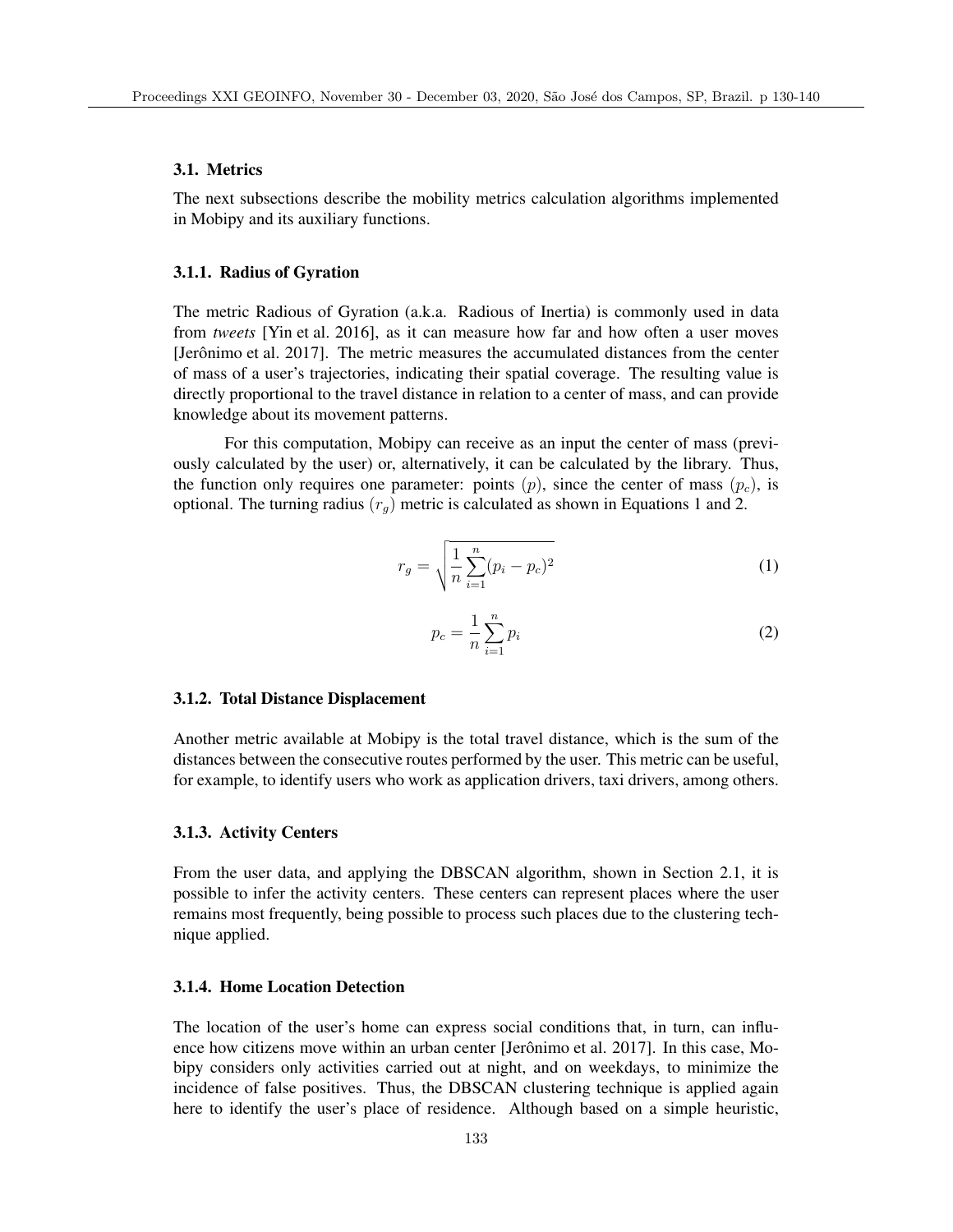### 3.1. Metrics

The next subsections describe the mobility metrics calculation algorithms implemented in Mobipy and its auxiliary functions.

#### 3.1.1. Radius of Gyration

The metric Radious of Gyration (a.k.a. Radious of Inertia) is commonly used in data from *tweets* [Yin et al. 2016], as it can measure how far and how often a user moves [Jerônimo et al. 2017]. The metric measures the accumulated distances from the center of mass of a user's trajectories, indicating their spatial coverage. The resulting value is directly proportional to the travel distance in relation to a center of mass, and can provide knowledge about its movement patterns.

For this computation, Mobipy can receive as an input the center of mass (previously calculated by the user) or, alternatively, it can be calculated by the library. Thus, the function only requires one parameter: points $(p)$, since the center of mass $(p_c)$, is optional. The turning radius $(r_g)$ metric is calculated as shown in Equations 1 and 2.

$$r_g = \sqrt{\frac{1}{n}\sum_{i=1}^{n}(p_i - p_c)^2} \tag{1}$$

$$p_c = \frac{1}{n}\sum_{i=1}^{n} p_i \tag{2}$$

#### 3.1.2. Total Distance Displacement

Another metric available at Mobipy is the total travel distance, which is the sum of the distances between the consecutive routes performed by the user. This metric can be useful, for example, to identify users who work as application drivers, taxi drivers, among others.

#### 3.1.3. Activity Centers

From the user data, and applying the DBSCAN algorithm, shown in Section 2.1, it is possible to infer the activity centers. These centers can represent places where the user remains most frequently, being possible to process such places due to the clustering technique applied.

#### 3.1.4. Home Location Detection

The location of the user's home can express social conditions that, in turn, can influence how citizens move within an urban center [Jerônimo et al. 2017]. In this case, Mobipy considers only activities carried out at night, and on weekdays, to minimize the incidence of false positives. Thus, the DBSCAN clustering technique is applied again here to identify the user's place of residence. Although based on a simple heuristic,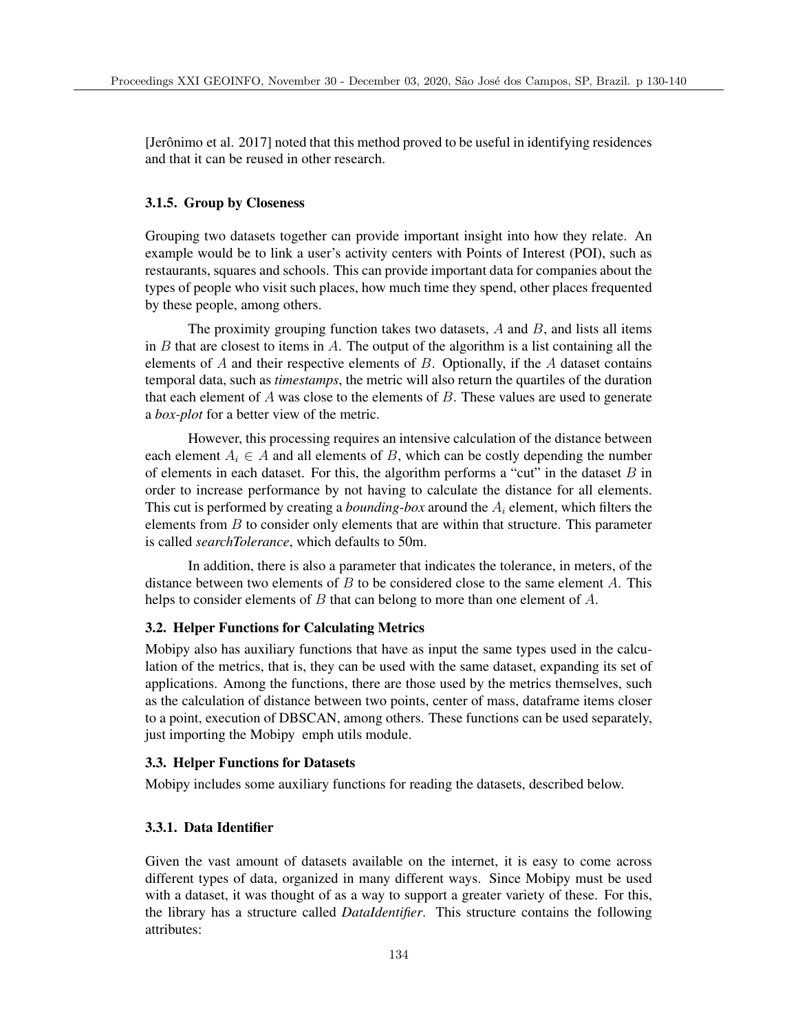[Jerônimo et al. 2017] noted that this method proved to be useful in identifying residences and that it can be reused in other research.

#### 3.1.5. Group by Closeness

Grouping two datasets together can provide important insight into how they relate. An example would be to link a user's activity centers with Points of Interest (POI), such as restaurants, squares and schools. This can provide important data for companies about the types of people who visit such places, how much time they spend, other places frequented by these people, among others.

The proximity grouping function takes two datasets, $A$ and $B$, and lists all items in $B$ that are closest to items in $A$. The output of the algorithm is a list containing all the elements of $A$ and their respective elements of $B$. Optionally, if the $A$ dataset contains temporal data, such as *timestamps*, the metric will also return the quartiles of the duration that each element of $A$ was close to the elements of $B$. These values are used to generate a *box-plot* for a better view of the metric.

However, this processing requires an intensive calculation of the distance between each element $A_i \in A$ and all elements of $B$, which can be costly depending the number of elements in each dataset. For this, the algorithm performs a "cut" in the dataset $B$ in order to increase performance by not having to calculate the distance for all elements. This cut is performed by creating a *bounding-box* around the $A_i$ element, which filters the elements from $B$ to consider only elements that are within that structure. This parameter is called *searchTolerance*, which defaults to 50m.

In addition, there is also a parameter that indicates the tolerance, in meters, of the distance between two elements of $B$ to be considered close to the same element $A$. This helps to consider elements of $B$ that can belong to more than one element of $A$.

### 3.2. Helper Functions for Calculating Metrics

Mobipy also has auxiliary functions that have as input the same types used in the calculation of the metrics, that is, they can be used with the same dataset, expanding its set of applications. Among the functions, there are those used by the metrics themselves, such as the calculation of distance between two points, center of mass, dataframe items closer to a point, execution of DBSCAN, among others. These functions can be used separately, just importing the Mobipy emph utils module.

### 3.3. Helper Functions for Datasets

Mobipy includes some auxiliary functions for reading the datasets, described below.

#### 3.3.1. Data Identifier

Given the vast amount of datasets available on the internet, it is easy to come across different types of data, organized in many different ways. Since Mobipy must be used with a dataset, it was thought of as a way to support a greater variety of these. For this, the library has a structure called *DataIdentifier*. This structure contains the following attributes: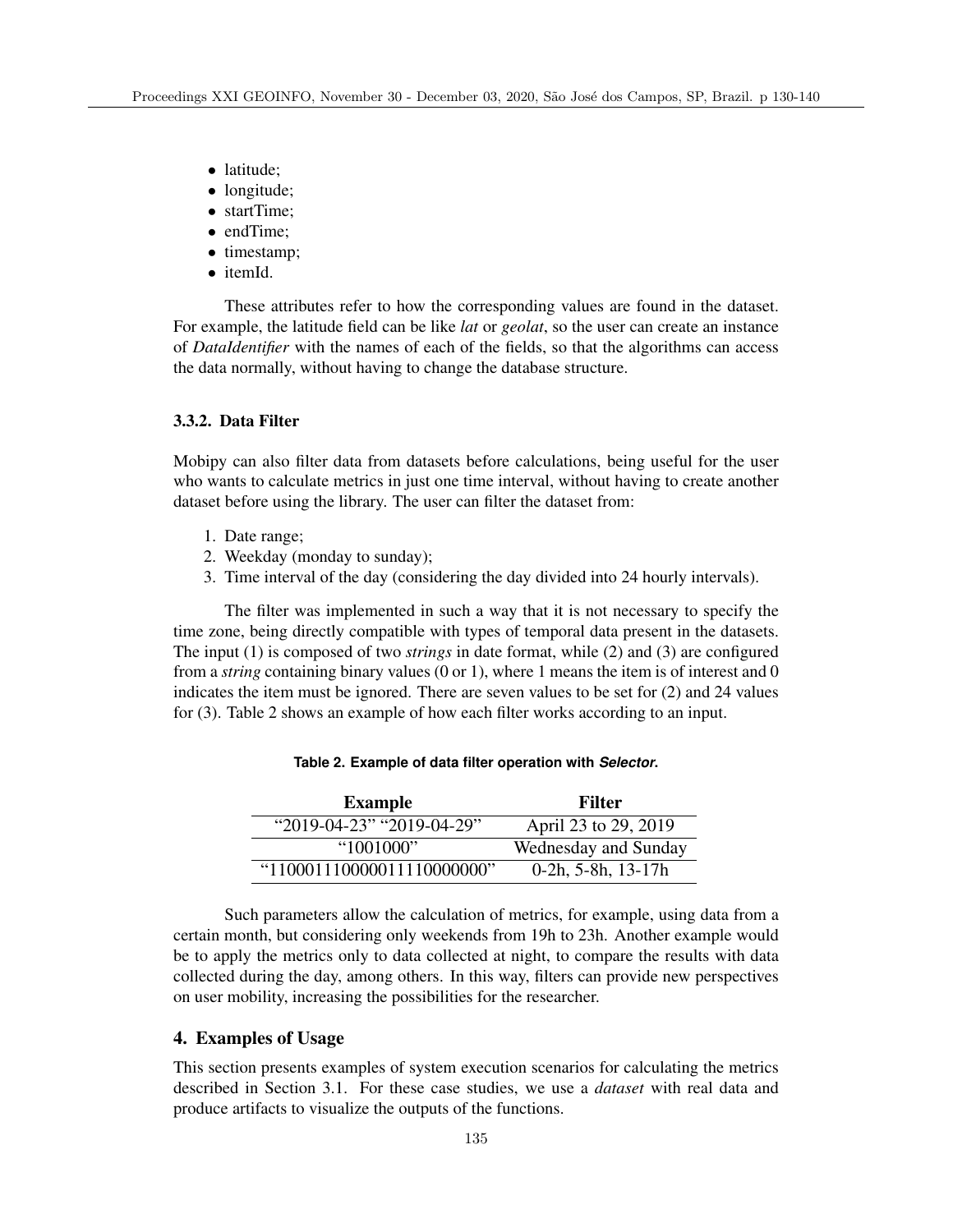- latitude;
- longitude;
- startTime;
- endTime;
- timestamp;
- itemId.

These attributes refer to how the corresponding values are found in the dataset. For example, the latitude field can be like *lat* or *geolat*, so the user can create an instance of *DataIdentifier* with the names of each of the fields, so that the algorithms can access the data normally, without having to change the database structure.

### 3.3.2. Data Filter

Mobipy can also filter data from datasets before calculations, being useful for the user who wants to calculate metrics in just one time interval, without having to create another dataset before using the library. The user can filter the dataset from:

1. Date range;
2. Weekday (monday to sunday);
3. Time interval of the day (considering the day divided into 24 hourly intervals).

The filter was implemented in such a way that it is not necessary to specify the time zone, being directly compatible with types of temporal data present in the datasets. The input (1) is composed of two *strings* in date format, while (2) and (3) are configured from a *string* containing binary values (0 or 1), where 1 means the item is of interest and 0 indicates the item must be ignored. There are seven values to be set for (2) and 24 values for (3). Table 2 shows an example of how each filter works according to an input.

**Table 2. Example of data filter operation with *Selector*.**

| Example | Filter |
|---|---|
| "2019-04-23" "2019-04-29" | April 23 to 29, 2019 |
| "1001000" | Wednesday and Sunday |
| "110001110000011110000000" | 0-2h, 5-8h, 13-17h |

Such parameters allow the calculation of metrics, for example, using data from a certain month, but considering only weekends from 19h to 23h. Another example would be to apply the metrics only to data collected at night, to compare the results with data collected during the day, among others. In this way, filters can provide new perspectives on user mobility, increasing the possibilities for the researcher.

## 4. Examples of Usage

This section presents examples of system execution scenarios for calculating the metrics described in Section 3.1. For these case studies, we use a *dataset* with real data and produce artifacts to visualize the outputs of the functions.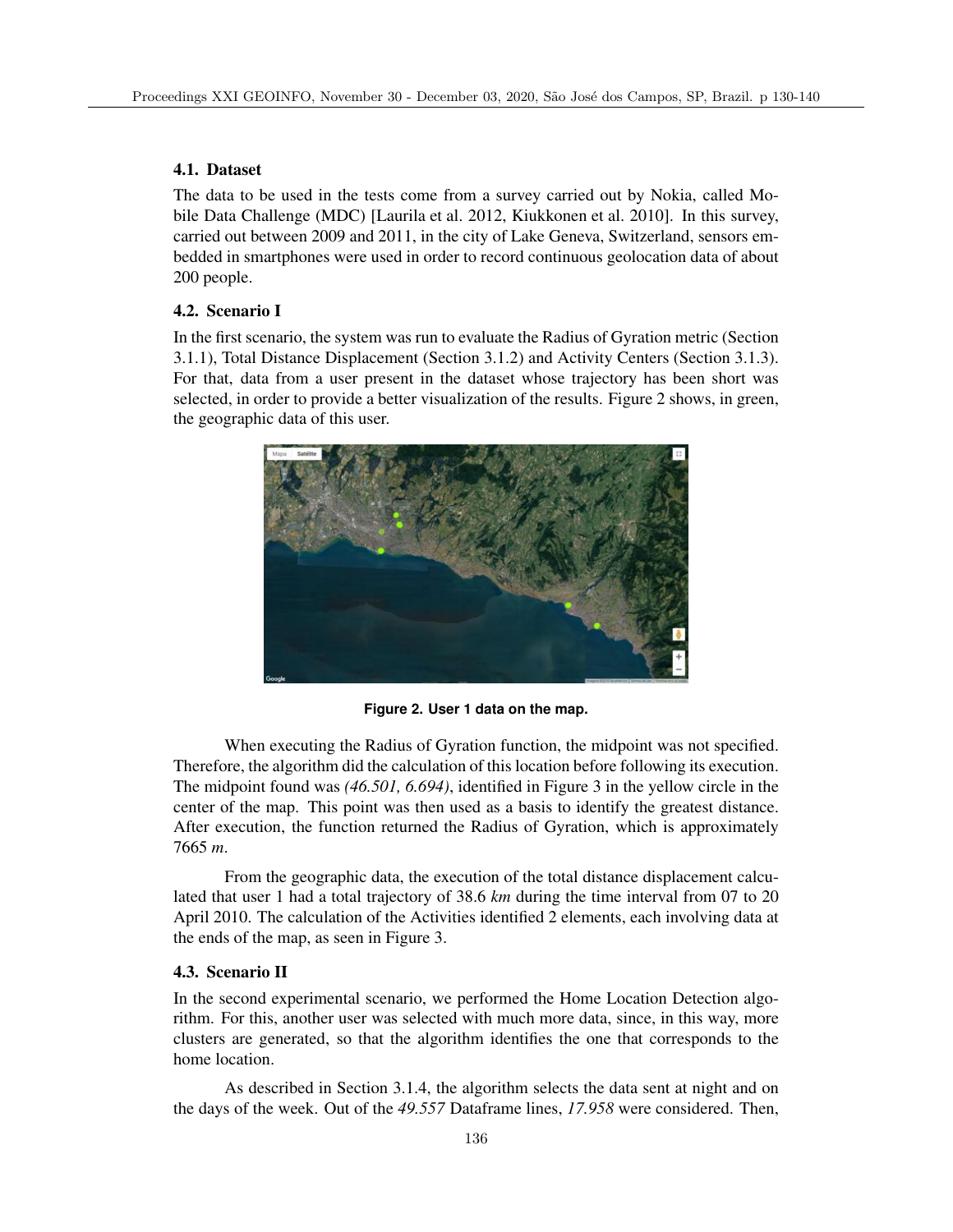### 4.1. Dataset

The data to be used in the tests come from a survey carried out by Nokia, called Mobile Data Challenge (MDC) [Laurila et al. 2012, Kiukkonen et al. 2010]. In this survey, carried out between 2009 and 2011, in the city of Lake Geneva, Switzerland, sensors embedded in smartphones were used in order to record continuous geolocation data of about 200 people.

### 4.2. Scenario I

In the first scenario, the system was run to evaluate the Radius of Gyration metric (Section 3.1.1), Total Distance Displacement (Section 3.1.2) and Activity Centers (Section 3.1.3). For that, data from a user present in the dataset whose trajectory has been short was selected, in order to provide a better visualization of the results. Figure 2 shows, in green, the geographic data of this user.

**Figure 2. User 1 data on the map.**

When executing the Radius of Gyration function, the midpoint was not specified. Therefore, the algorithm did the calculation of this location before following its execution. The midpoint found was *(46.501, 6.694)*, identified in Figure 3 in the yellow circle in the center of the map. This point was then used as a basis to identify the greatest distance. After execution, the function returned the Radius of Gyration, which is approximately 7665 *m*.

From the geographic data, the execution of the total distance displacement calculated that user 1 had a total trajectory of 38.6 *km* during the time interval from 07 to 20 April 2010. The calculation of the Activities identified 2 elements, each involving data at the ends of the map, as seen in Figure 3.

### 4.3. Scenario II

In the second experimental scenario, we performed the Home Location Detection algorithm. For this, another user was selected with much more data, since, in this way, more clusters are generated, so that the algorithm identifies the one that corresponds to the home location.

As described in Section 3.1.4, the algorithm selects the data sent at night and on the days of the week. Out of the *49.557* Dataframe lines, *17.958* were considered. Then,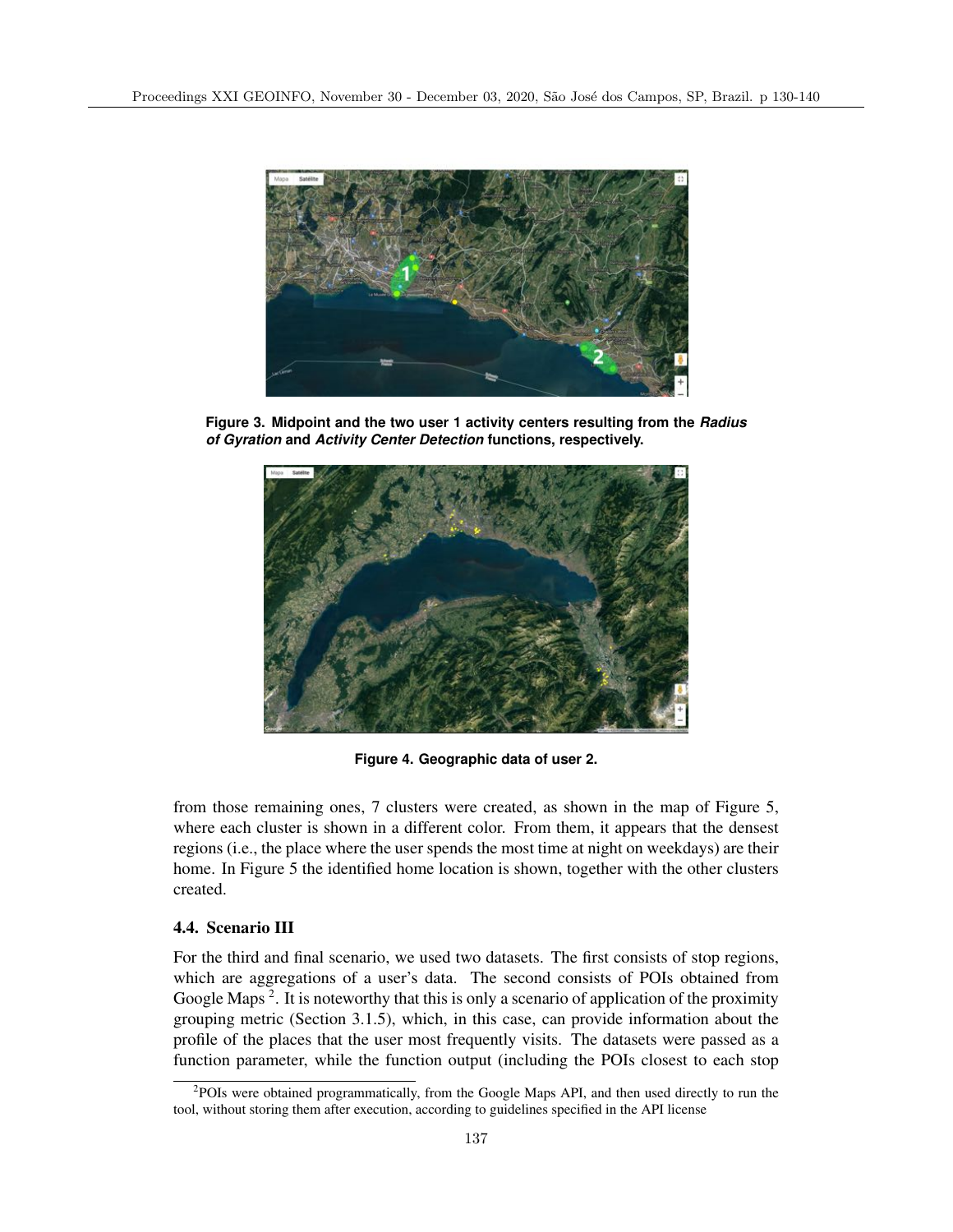**Figure 3. Midpoint and the two user 1 activity centers resulting from the *Radius of Gyration* and *Activity Center Detection* functions, respectively.**

**Figure 4. Geographic data of user 2.**

from those remaining ones, 7 clusters were created, as shown in the map of Figure 5, where each cluster is shown in a different color. From them, it appears that the densest regions (i.e., the place where the user spends the most time at night on weekdays) are their home. In Figure 5 the identified home location is shown, together with the other clusters created.

### 4.4. Scenario III

For the third and final scenario, we used two datasets. The first consists of stop regions, which are aggregations of a user's data. The second consists of POIs obtained from Google Maps [2]. It is noteworthy that this is only a scenario of application of the proximity grouping metric (Section 3.1.5), which, in this case, can provide information about the profile of the places that the user most frequently visits. The datasets were passed as a function parameter, while the function output (including the POIs closest to each stop

[2]POIs were obtained programmatically, from the Google Maps API, and then used directly to run the tool, without storing them after execution, according to guidelines specified in the API license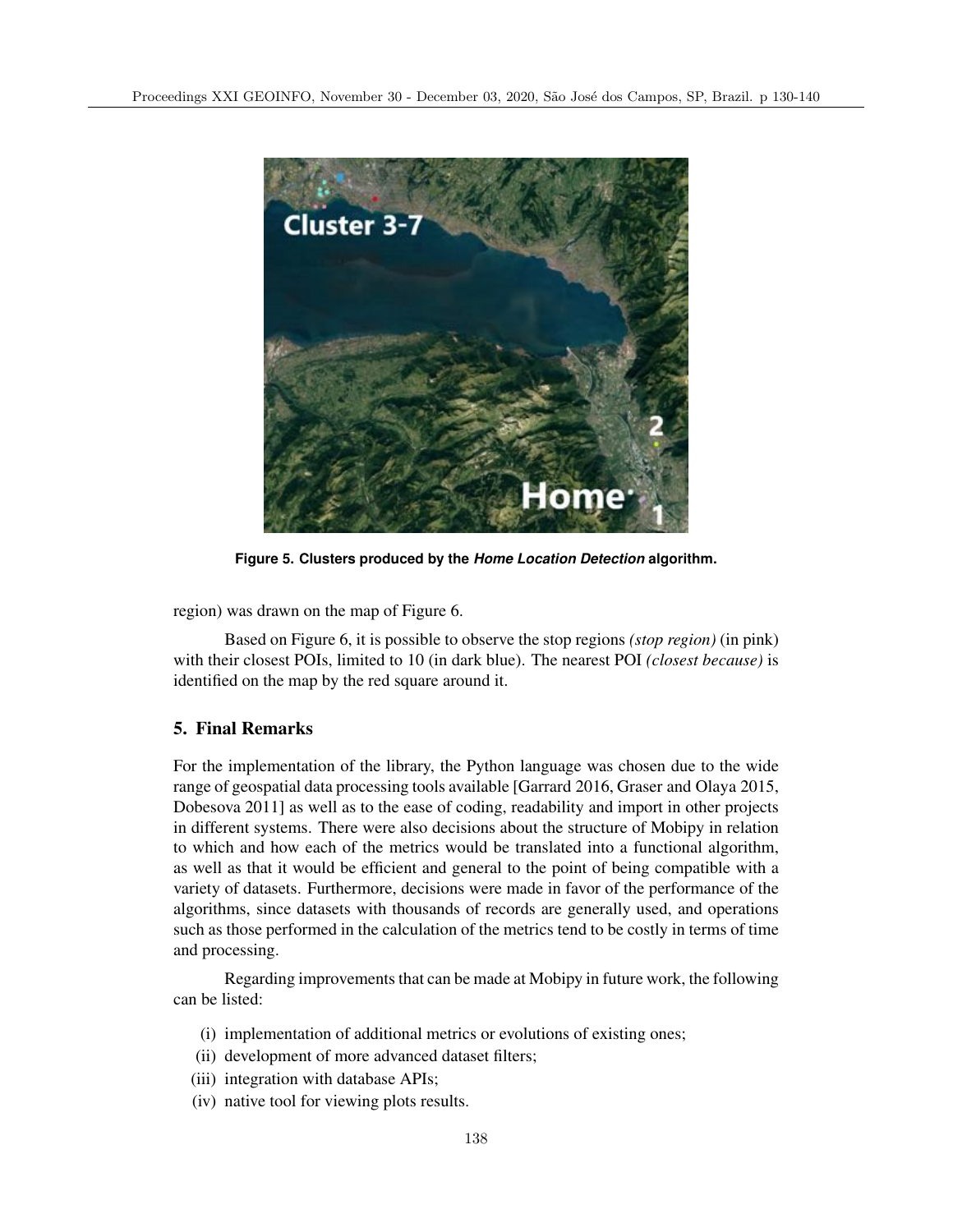Figure 5. Clusters produced by the ***Home Location Detection*** algorithm.

region) was drawn on the map of Figure 6.

Based on Figure 6, it is possible to observe the stop regions *(stop region)* (in pink) with their closest POIs, limited to 10 (in dark blue). The nearest POI *(closest because)* is identified on the map by the red square around it.

## 5. Final Remarks

For the implementation of the library, the Python language was chosen due to the wide range of geospatial data processing tools available [Garrard 2016, Graser and Olaya 2015, Dobesova 2011] as well as to the ease of coding, readability and import in other projects in different systems. There were also decisions about the structure of Mobipy in relation to which and how each of the metrics would be translated into a functional algorithm, as well as that it would be efficient and general to the point of being compatible with a variety of datasets. Furthermore, decisions were made in favor of the performance of the algorithms, since datasets with thousands of records are generally used, and operations such as those performed in the calculation of the metrics tend to be costly in terms of time and processing.

Regarding improvements that can be made at Mobipy in future work, the following can be listed:

- (i) implementation of additional metrics or evolutions of existing ones;
- (ii) development of more advanced dataset filters;
- (iii) integration with database APIs;
- (iv) native tool for viewing plots results.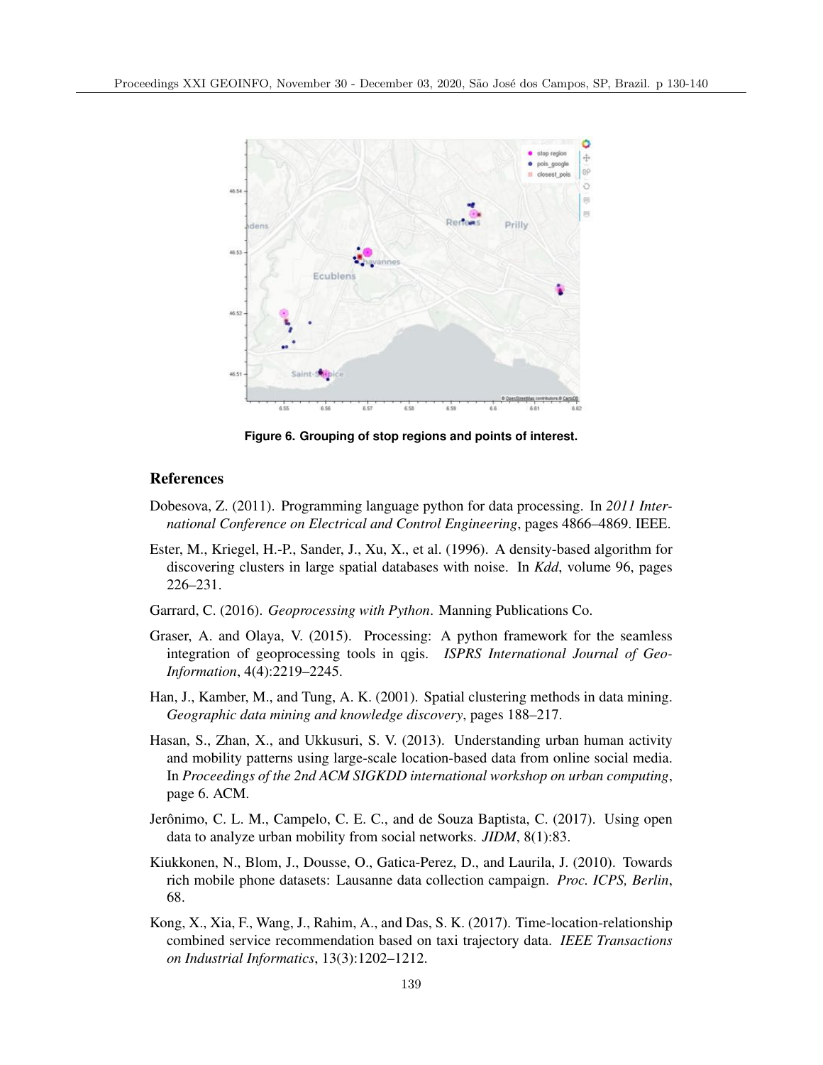Figure 6. Grouping of stop regions and points of interest.

## References

Dobesova, Z. (2011). Programming language python for data processing. In *2011 International Conference on Electrical and Control Engineering*, pages 4866–4869. IEEE.

Ester, M., Kriegel, H.-P., Sander, J., Xu, X., et al. (1996). A density-based algorithm for discovering clusters in large spatial databases with noise. In *Kdd*, volume 96, pages 226–231.

Garrard, C. (2016). *Geoprocessing with Python*. Manning Publications Co.

Graser, A. and Olaya, V. (2015). Processing: A python framework for the seamless integration of geoprocessing tools in qgis. *ISPRS International Journal of Geo-Information*, 4(4):2219–2245.

Han, J., Kamber, M., and Tung, A. K. (2001). Spatial clustering methods in data mining. *Geographic data mining and knowledge discovery*, pages 188–217.

Hasan, S., Zhan, X., and Ukkusuri, S. V. (2013). Understanding urban human activity and mobility patterns using large-scale location-based data from online social media. In *Proceedings of the 2nd ACM SIGKDD international workshop on urban computing*, page 6. ACM.

Jerônimo, C. L. M., Campelo, C. E. C., and de Souza Baptista, C. (2017). Using open data to analyze urban mobility from social networks. *JIDM*, 8(1):83.

Kiukkonen, N., Blom, J., Dousse, O., Gatica-Perez, D., and Laurila, J. (2010). Towards rich mobile phone datasets: Lausanne data collection campaign. *Proc. ICPS, Berlin*, 68.

Kong, X., Xia, F., Wang, J., Rahim, A., and Das, S. K. (2017). Time-location-relationship combined service recommendation based on taxi trajectory data. *IEEE Transactions on Industrial Informatics*, 13(3):1202–1212.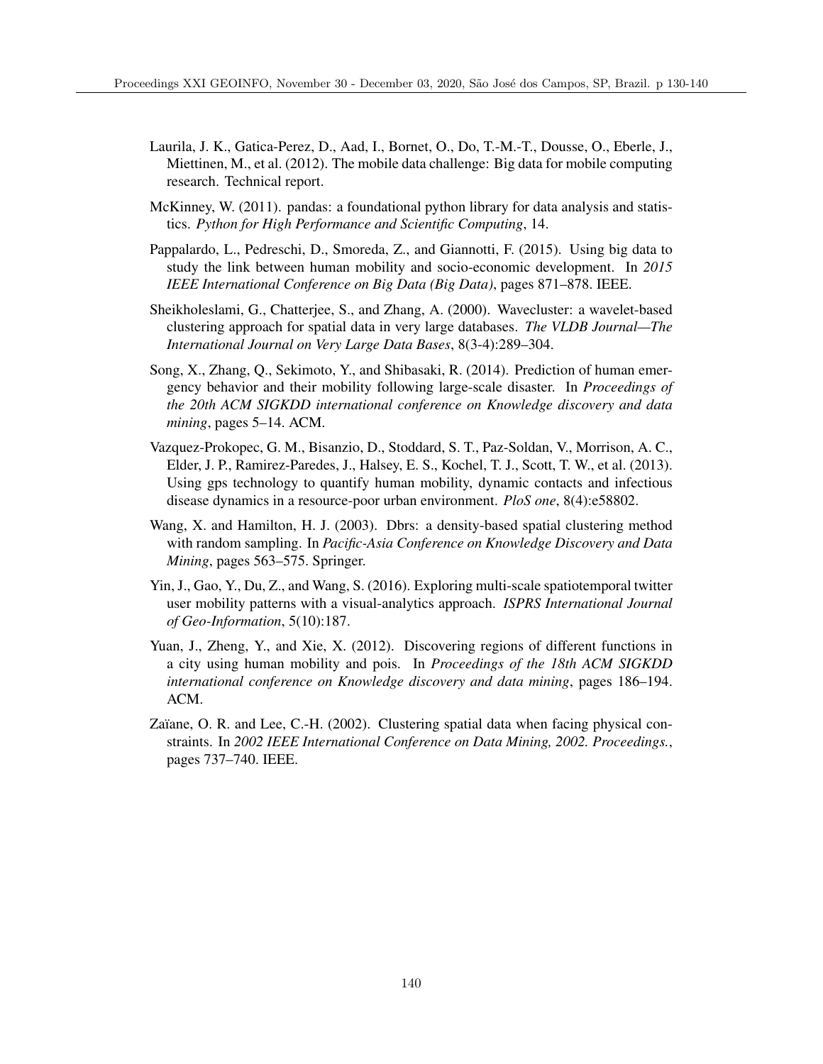Laurila, J. K., Gatica-Perez, D., Aad, I., Bornet, O., Do, T.-M.-T., Dousse, O., Eberle, J., Miettinen, M., et al. (2012). The mobile data challenge: Big data for mobile computing research. Technical report.

McKinney, W. (2011). pandas: a foundational python library for data analysis and statistics. *Python for High Performance and Scientific Computing*, 14.

Pappalardo, L., Pedreschi, D., Smoreda, Z., and Giannotti, F. (2015). Using big data to study the link between human mobility and socio-economic development. In *2015 IEEE International Conference on Big Data (Big Data)*, pages 871–878. IEEE.

Sheikholeslami, G., Chatterjee, S., and Zhang, A. (2000). Wavecluster: a wavelet-based clustering approach for spatial data in very large databases. *The VLDB Journal—The International Journal on Very Large Data Bases*, 8(3-4):289–304.

Song, X., Zhang, Q., Sekimoto, Y., and Shibasaki, R. (2014). Prediction of human emergency behavior and their mobility following large-scale disaster. In *Proceedings of the 20th ACM SIGKDD international conference on Knowledge discovery and data mining*, pages 5–14. ACM.

Vazquez-Prokopec, G. M., Bisanzio, D., Stoddard, S. T., Paz-Soldan, V., Morrison, A. C., Elder, J. P., Ramirez-Paredes, J., Halsey, E. S., Kochel, T. J., Scott, T. W., et al. (2013). Using gps technology to quantify human mobility, dynamic contacts and infectious disease dynamics in a resource-poor urban environment. *PloS one*, 8(4):e58802.

Wang, X. and Hamilton, H. J. (2003). Dbrs: a density-based spatial clustering method with random sampling. In *Pacific-Asia Conference on Knowledge Discovery and Data Mining*, pages 563–575. Springer.

Yin, J., Gao, Y., Du, Z., and Wang, S. (2016). Exploring multi-scale spatiotemporal twitter user mobility patterns with a visual-analytics approach. *ISPRS International Journal of Geo-Information*, 5(10):187.

Yuan, J., Zheng, Y., and Xie, X. (2012). Discovering regions of different functions in a city using human mobility and pois. In *Proceedings of the 18th ACM SIGKDD international conference on Knowledge discovery and data mining*, pages 186–194. ACM.

Zaïane, O. R. and Lee, C.-H. (2002). Clustering spatial data when facing physical constraints. In *2002 IEEE International Conference on Data Mining, 2002. Proceedings.*, pages 737–740. IEEE.